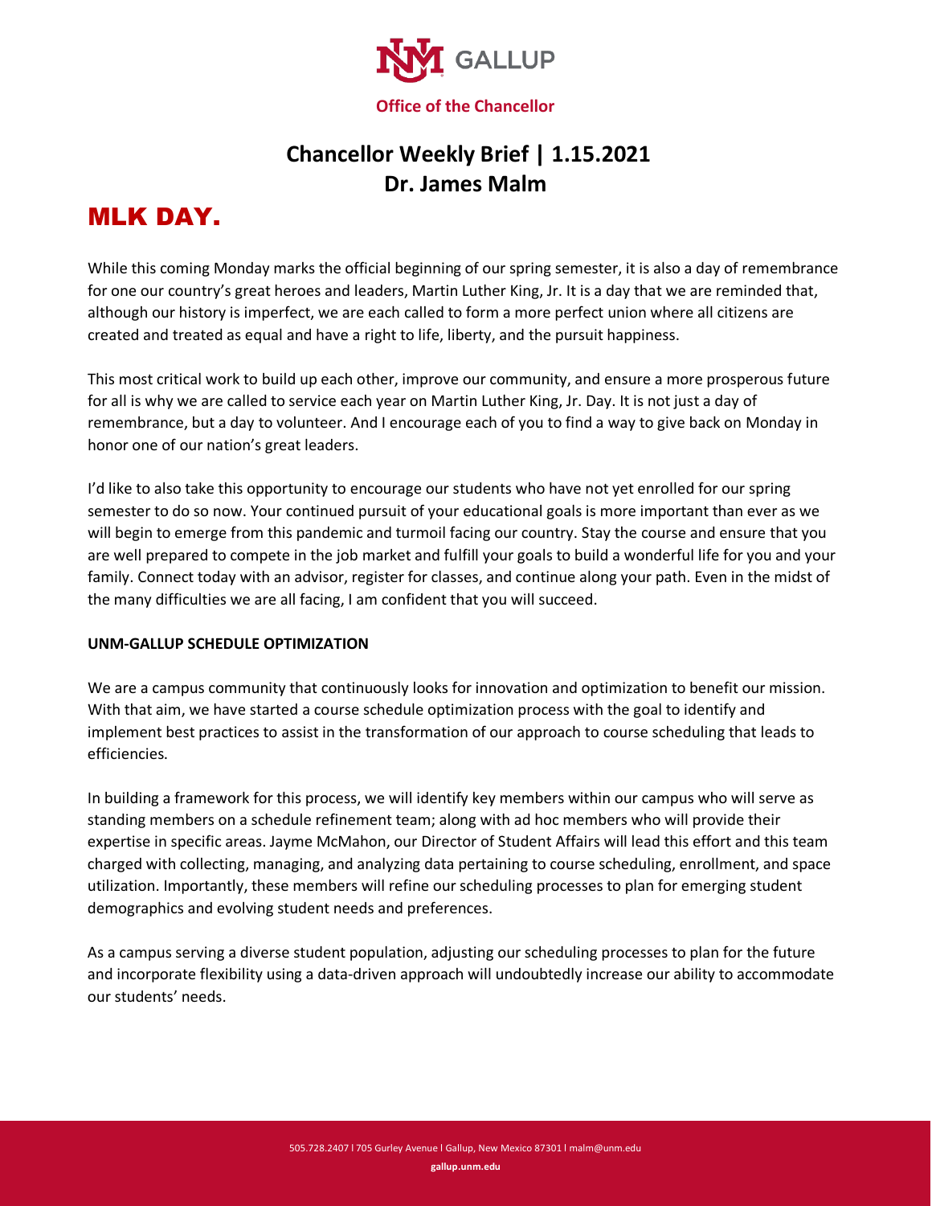**Office of the Chancellor**

# Chancellor Weekly Brief | 1.15.2021
# Dr. James Malm

## MLK DAY.

While this coming Monday marks the official beginning of our spring semester, it is also a day of remembrance for one our country's great heroes and leaders, Martin Luther King, Jr. It is a day that we are reminded that, although our history is imperfect, we are each called to form a more perfect union where all citizens are created and treated as equal and have a right to life, liberty, and the pursuit happiness.

This most critical work to build up each other, improve our community, and ensure a more prosperous future for all is why we are called to service each year on Martin Luther King, Jr. Day. It is not just a day of remembrance, but a day to volunteer. And I encourage each of you to find a way to give back on Monday in honor one of our nation's great leaders.

I'd like to also take this opportunity to encourage our students who have not yet enrolled for our spring semester to do so now. Your continued pursuit of your educational goals is more important than ever as we will begin to emerge from this pandemic and turmoil facing our country. Stay the course and ensure that you are well prepared to compete in the job market and fulfill your goals to build a wonderful life for you and your family. Connect today with an advisor, register for classes, and continue along your path. Even in the midst of the many difficulties we are all facing, I am confident that you will succeed.

**UNM-GALLUP SCHEDULE OPTIMIZATION**

We are a campus community that continuously looks for innovation and optimization to benefit our mission. With that aim, we have started a course schedule optimization process with the goal to identify and implement best practices to assist in the transformation of our approach to course scheduling that leads to efficiencies.

In building a framework for this process, we will identify key members within our campus who will serve as standing members on a schedule refinement team; along with ad hoc members who will provide their expertise in specific areas. Jayme McMahon, our Director of Student Affairs will lead this effort and this team charged with collecting, managing, and analyzing data pertaining to course scheduling, enrollment, and space utilization. Importantly, these members will refine our scheduling processes to plan for emerging student demographics and evolving student needs and preferences.

As a campus serving a diverse student population, adjusting our scheduling processes to plan for the future and incorporate flexibility using a data-driven approach will undoubtedly increase our ability to accommodate our students' needs.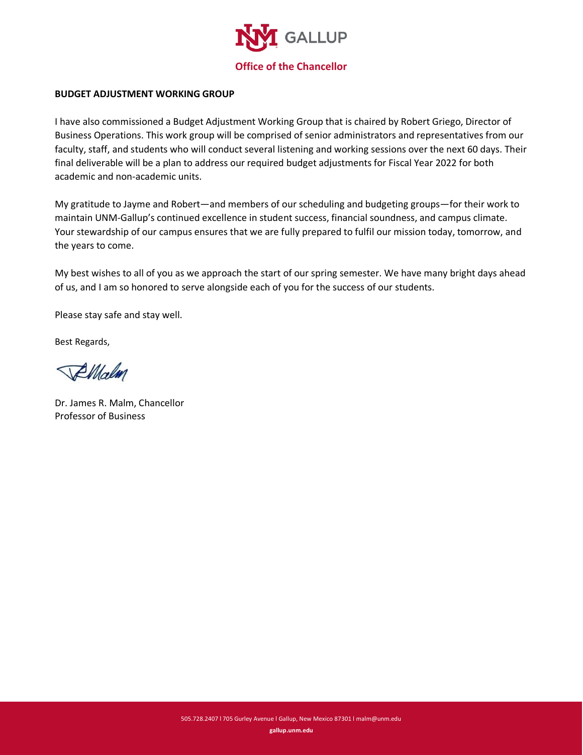**BUDGET ADJUSTMENT WORKING GROUP**

I have also commissioned a Budget Adjustment Working Group that is chaired by Robert Griego, Director of Business Operations. This work group will be comprised of senior administrators and representatives from our faculty, staff, and students who will conduct several listening and working sessions over the next 60 days. Their final deliverable will be a plan to address our required budget adjustments for Fiscal Year 2022 for both academic and non-academic units.

My gratitude to Jayme and Robert—and members of our scheduling and budgeting groups—for their work to maintain UNM-Gallup's continued excellence in student success, financial soundness, and campus climate. Your stewardship of our campus ensures that we are fully prepared to fulfil our mission today, tomorrow, and the years to come.

My best wishes to all of you as we approach the start of our spring semester. We have many bright days ahead of us, and I am so honored to serve alongside each of you for the success of our students.

Please stay safe and stay well.

Best Regards,

Dr. James R. Malm, Chancellor
Professor of Business